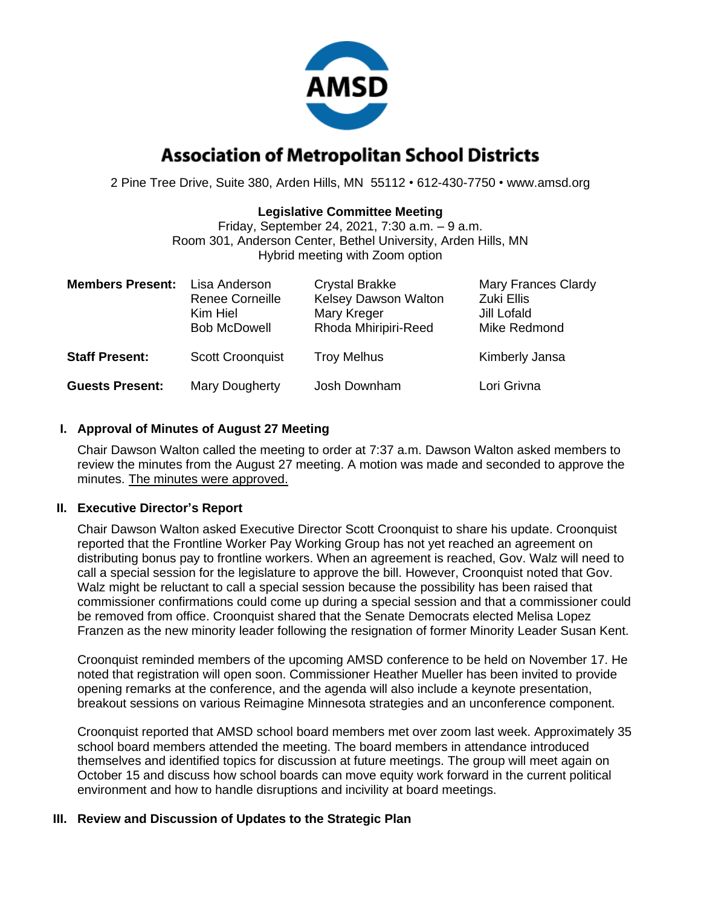# Association of Metropolitan School Districts

2 Pine Tree Drive, Suite 380, Arden Hills, MN 55112 • 612-430-7750 • www.amsd.org

**Legislative Committee Meeting**
Friday, September 24, 2021, 7:30 a.m. – 9 a.m.
Room 301, Anderson Center, Bethel University, Arden Hills, MN
Hybrid meeting with Zoom option

| | | | |
|---|---|---|---|
| **Members Present:** | Lisa Anderson | Crystal Brakke | Mary Frances Clardy |
| | Renee Corneille | Kelsey Dawson Walton | Zuki Ellis |
| | Kim Hiel | Mary Kreger | Jill Lofald |
| | Bob McDowell | Rhoda Mhiripiri-Reed | Mike Redmond |
| **Staff Present:** | Scott Croonquist | Troy Melhus | Kimberly Jansa |
| **Guests Present:** | Mary Dougherty | Josh Downham | Lori Grivna |

## I. Approval of Minutes of August 27 Meeting

Chair Dawson Walton called the meeting to order at 7:37 a.m. Dawson Walton asked members to review the minutes from the August 27 meeting. A motion was made and seconded to approve the minutes. The minutes were approved.

## II. Executive Director's Report

Chair Dawson Walton asked Executive Director Scott Croonquist to share his update. Croonquist reported that the Frontline Worker Pay Working Group has not yet reached an agreement on distributing bonus pay to frontline workers. When an agreement is reached, Gov. Walz will need to call a special session for the legislature to approve the bill. However, Croonquist noted that Gov. Walz might be reluctant to call a special session because the possibility has been raised that commissioner confirmations could come up during a special session and that a commissioner could be removed from office. Croonquist shared that the Senate Democrats elected Melisa Lopez Franzen as the new minority leader following the resignation of former Minority Leader Susan Kent.

Croonquist reminded members of the upcoming AMSD conference to be held on November 17. He noted that registration will open soon. Commissioner Heather Mueller has been invited to provide opening remarks at the conference, and the agenda will also include a keynote presentation, breakout sessions on various Reimagine Minnesota strategies and an unconference component.

Croonquist reported that AMSD school board members met over zoom last week. Approximately 35 school board members attended the meeting. The board members in attendance introduced themselves and identified topics for discussion at future meetings. The group will meet again on October 15 and discuss how school boards can move equity work forward in the current political environment and how to handle disruptions and incivility at board meetings.

## III. Review and Discussion of Updates to the Strategic Plan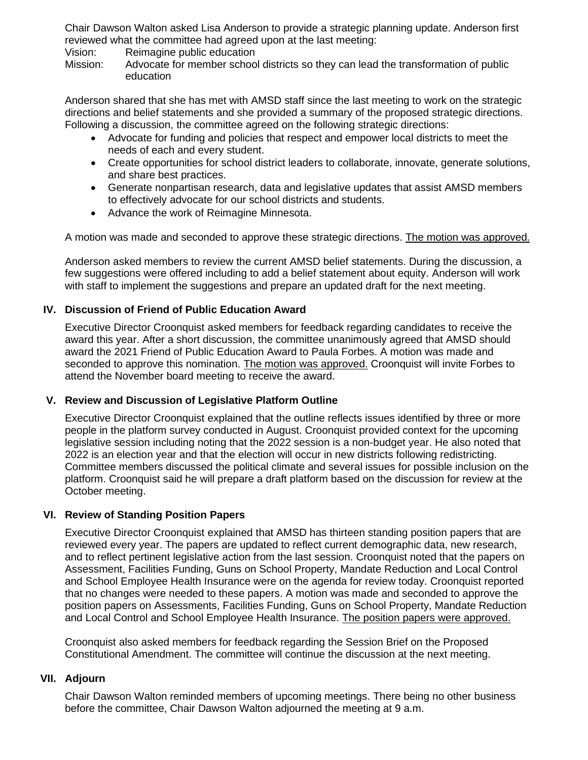Chair Dawson Walton asked Lisa Anderson to provide a strategic planning update. Anderson first reviewed what the committee had agreed upon at the last meeting:

Vision: Reimagine public education

Mission: Advocate for member school districts so they can lead the transformation of public education

Anderson shared that she has met with AMSD staff since the last meeting to work on the strategic directions and belief statements and she provided a summary of the proposed strategic directions. Following a discussion, the committee agreed on the following strategic directions:

- Advocate for funding and policies that respect and empower local districts to meet the needs of each and every student.
- Create opportunities for school district leaders to collaborate, innovate, generate solutions, and share best practices.
- Generate nonpartisan research, data and legislative updates that assist AMSD members to effectively advocate for our school districts and students.
- Advance the work of Reimagine Minnesota.

A motion was made and seconded to approve these strategic directions. <u>The motion was approved.</u>

Anderson asked members to review the current AMSD belief statements. During the discussion, a few suggestions were offered including to add a belief statement about equity. Anderson will work with staff to implement the suggestions and prepare an updated draft for the next meeting.

## IV. Discussion of Friend of Public Education Award

Executive Director Croonquist asked members for feedback regarding candidates to receive the award this year. After a short discussion, the committee unanimously agreed that AMSD should award the 2021 Friend of Public Education Award to Paula Forbes. A motion was made and seconded to approve this nomination. <u>The motion was approved.</u> Croonquist will invite Forbes to attend the November board meeting to receive the award.

## V. Review and Discussion of Legislative Platform Outline

Executive Director Croonquist explained that the outline reflects issues identified by three or more people in the platform survey conducted in August. Croonquist provided context for the upcoming legislative session including noting that the 2022 session is a non-budget year. He also noted that 2022 is an election year and that the election will occur in new districts following redistricting. Committee members discussed the political climate and several issues for possible inclusion on the platform. Croonquist said he will prepare a draft platform based on the discussion for review at the October meeting.

## VI. Review of Standing Position Papers

Executive Director Croonquist explained that AMSD has thirteen standing position papers that are reviewed every year. The papers are updated to reflect current demographic data, new research, and to reflect pertinent legislative action from the last session. Croonquist noted that the papers on Assessment, Facilities Funding, Guns on School Property, Mandate Reduction and Local Control and School Employee Health Insurance were on the agenda for review today. Croonquist reported that no changes were needed to these papers. A motion was made and seconded to approve the position papers on Assessments, Facilities Funding, Guns on School Property, Mandate Reduction and Local Control and School Employee Health Insurance. <u>The position papers were approved.</u>

Croonquist also asked members for feedback regarding the Session Brief on the Proposed Constitutional Amendment. The committee will continue the discussion at the next meeting.

## VII. Adjourn

Chair Dawson Walton reminded members of upcoming meetings. There being no other business before the committee, Chair Dawson Walton adjourned the meeting at 9 a.m.